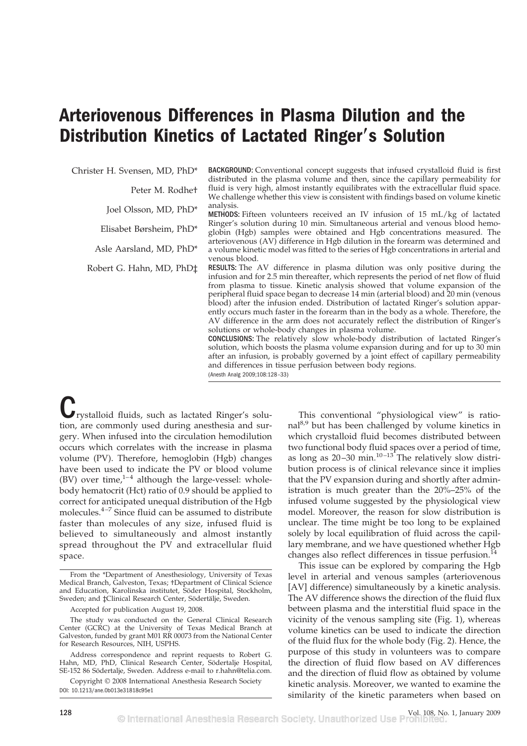# Arteriovenous Differences in Plasma Dilution and the Distribution Kinetics of Lactated Ringer's Solution

Christer H. Svensen, MD, PhD*

Peter M. Rodhe†

Joel Olsson, MD, PhD*

Elisabet Børsheim, PhD*

Asle Aarsland, MD, PhD*

Robert G. Hahn, MD, PhD‡

**BACKGROUND:** Conventional concept suggests that infused crystalloid fluid is first distributed in the plasma volume and then, since the capillary permeability for fluid is very high, almost instantly equilibrates with the extracellular fluid space. We challenge whether this view is consistent with findings based on volume kinetic analysis.

**METHODS:** Fifteen volunteers received an IV infusion of 15 mL/kg of lactated Ringer's solution during 10 min. Simultaneous arterial and venous blood hemoglobin (Hgb) samples were obtained and Hgb concentrations measured. The arteriovenous (AV) difference in Hgb dilution in the forearm was determined and a volume kinetic model was fitted to the series of Hgb concentrations in arterial and venous blood.

**RESULTS:** The AV difference in plasma dilution was only positive during the infusion and for 2.5 min thereafter, which represents the period of net flow of fluid from plasma to tissue. Kinetic analysis showed that volume expansion of the peripheral fluid space began to decrease 14 min (arterial blood) and 20 min (venous blood) after the infusion ended. Distribution of lactated Ringer's solution apparently occurs much faster in the forearm than in the body as a whole. Therefore, the AV difference in the arm does not accurately reflect the distribution of Ringer's solutions or whole-body changes in plasma volume.

**CONCLUSIONS:** The relatively slow whole-body distribution of lactated Ringer's solution, which boosts the plasma volume expansion during and for up to 30 min after an infusion, is probably governed by a joint effect of capillary permeability and differences in tissue perfusion between body regions.

(Anesth Analg 2009;108:128–33)

Crystalloid fluids, such as lactated Ringer's solution, are commonly used during anesthesia and surgery. When infused into the circulation hemodilution occurs which correlates with the increase in plasma volume (PV). Therefore, hemoglobin (Hgb) changes have been used to indicate the PV or blood volume (BV) over time,[1–4] although the large-vessel: whole-body hematocrit (Hct) ratio of 0.9 should be applied to correct for anticipated unequal distribution of the Hgb molecules.[4–7] Since fluid can be assumed to distribute faster than molecules of any size, infused fluid is believed to simultaneously and almost instantly spread throughout the PV and extracellular fluid space.

This conventional "physiological view" is rational[8,9] but has been challenged by volume kinetics in which crystalloid fluid becomes distributed between two functional body fluid spaces over a period of time, as long as 20–30 min.[10–13] The relatively slow distribution process is of clinical relevance since it implies that the PV expansion during and shortly after administration is much greater than the 20%–25% of the infused volume suggested by the physiological view model. Moreover, the reason for slow distribution is unclear. The time might be too long to be explained solely by local equilibration of fluid across the capillary membrane, and we have questioned whether Hgb changes also reflect differences in tissue perfusion.[14]

This issue can be explored by comparing the Hgb level in arterial and venous samples (arteriovenous [AV] difference) simultaneously by a kinetic analysis. The AV difference shows the direction of the fluid flux between plasma and the interstitial fluid space in the vicinity of the venous sampling site (Fig. 1), whereas volume kinetics can be used to indicate the direction of the fluid flux for the whole body (Fig. 2). Hence, the purpose of this study in volunteers was to compare the direction of fluid flow based on AV differences and the direction of fluid flow as obtained by volume kinetic analysis. Moreover, we wanted to examine the similarity of the kinetic parameters when based on

From the *Department of Anesthesiology, University of Texas Medical Branch, Galveston, Texas; †Department of Clinical Science and Education, Karolinska institutet, Söder Hospital, Stockholm, Sweden; and ‡Clinical Research Center, Södertälje, Sweden.

Accepted for publication August 19, 2008.

The study was conducted on the General Clinical Research Center (GCRC) at the University of Texas Medical Branch at Galveston, funded by grant M01 RR 00073 from the National Center for Research Resources, NIH, USPHS.

Address correspondence and reprint requests to Robert G. Hahn, MD, PhD, Clinical Research Center, Södertalje Hospital, SE-152 86 Södertalje, Sweden. Address e-mail to r.hahn@telia.com.

Copyright © 2008 International Anesthesia Research Society
DOI: 10.1213/ane.0b013e31818c95e1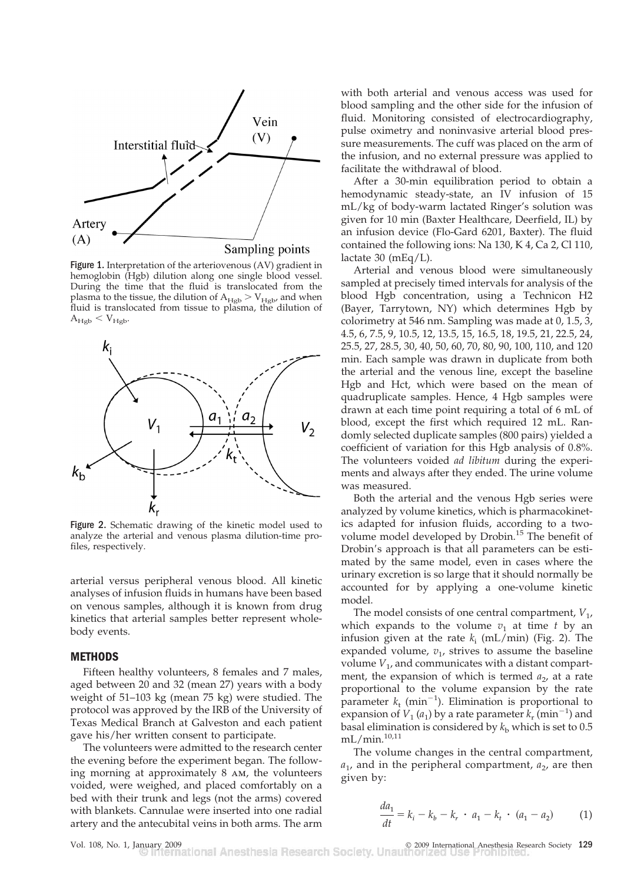Figure 1. Interpretation of the arteriovenous (AV) gradient in hemoglobin (Hgb) dilution along one single blood vessel. During the time that the fluid is translocated from the plasma to the tissue, the dilution of $A_{Hgb} > V_{Hgb}$, and when fluid is translocated from tissue to plasma, the dilution of $A_{Hgb} < V_{Hgb}$.

Figure 2. Schematic drawing of the kinetic model used to analyze the arterial and venous plasma dilution-time profiles, respectively.

arterial versus peripheral venous blood. All kinetic analyses of infusion fluids in humans have been based on venous samples, although it is known from drug kinetics that arterial samples better represent whole-body events.

## METHODS

Fifteen healthy volunteers, 8 females and 7 males, aged between 20 and 32 (mean 27) years with a body weight of 51–103 kg (mean 75 kg) were studied. The protocol was approved by the IRB of the University of Texas Medical Branch at Galveston and each patient gave his/her written consent to participate.

The volunteers were admitted to the research center the evening before the experiment began. The following morning at approximately 8 AM, the volunteers voided, were weighed, and placed comfortably on a bed with their trunk and legs (not the arms) covered with blankets. Cannulae were inserted into one radial artery and the antecubital veins in both arms. The arm with both arterial and venous access was used for blood sampling and the other side for the infusion of fluid. Monitoring consisted of electrocardiography, pulse oximetry and noninvasive arterial blood pressure measurements. The cuff was placed on the arm of the infusion, and no external pressure was applied to facilitate the withdrawal of blood.

After a 30-min equilibration period to obtain a hemodynamic steady-state, an IV infusion of 15 mL/kg of body-warm lactated Ringer's solution was given for 10 min (Baxter Healthcare, Deerfield, IL) by an infusion device (Flo-Gard 6201, Baxter). The fluid contained the following ions: Na 130, K 4, Ca 2, Cl 110, lactate 30 (mEq/L).

Arterial and venous blood were simultaneously sampled at precisely timed intervals for analysis of the blood Hgb concentration, using a Technicon H2 (Bayer, Tarrytown, NY) which determines Hgb by colorimetry at 546 nm. Sampling was made at 0, 1.5, 3, 4.5, 6, 7.5, 9, 10.5, 12, 13.5, 15, 16.5, 18, 19.5, 21, 22.5, 24, 25.5, 27, 28.5, 30, 40, 50, 60, 70, 80, 90, 100, 110, and 120 min. Each sample was drawn in duplicate from both the arterial and the venous line, except the baseline Hgb and Hct, which were based on the mean of quadruplicate samples. Hence, 4 Hgb samples were drawn at each time point requiring a total of 6 mL of blood, except the first which required 12 mL. Randomly selected duplicate samples (800 pairs) yielded a coefficient of variation for this Hgb analysis of 0.8%. The volunteers voided *ad libitum* during the experiments and always after they ended. The urine volume was measured.

Both the arterial and the venous Hgb series were analyzed by volume kinetics, which is pharmacokinetics adapted for infusion fluids, according to a two-volume model developed by Drobin.[15] The benefit of Drobin's approach is that all parameters can be estimated by the same model, even in cases where the urinary excretion is so large that it should normally be accounted for by applying a one-volume kinetic model.

The model consists of one central compartment, $V_1$, which expands to the volume $v_1$ at time $t$ by an infusion given at the rate $k_i$ (mL/min) (Fig. 2). The expanded volume, $v_1$, strives to assume the baseline volume $V_1$, and communicates with a distant compartment, the expansion of which is termed $a_2$, at a rate proportional to the volume expansion by the rate parameter $k_t$ (min$^{-1}$). Elimination is proportional to expansion of $V_1$ ($a_1$) by a rate parameter $k_r$ (min$^{-1}$) and basal elimination is considered by $k_b$ which is set to 0.5 mL/min.[10,11]

The volume changes in the central compartment, $a_1$, and in the peripheral compartment, $a_2$, are then given by:

$$\frac{da_1}{dt} = k_i - k_b - k_r \cdot a_1 - k_t \cdot (a_1 - a_2) \qquad (1)$$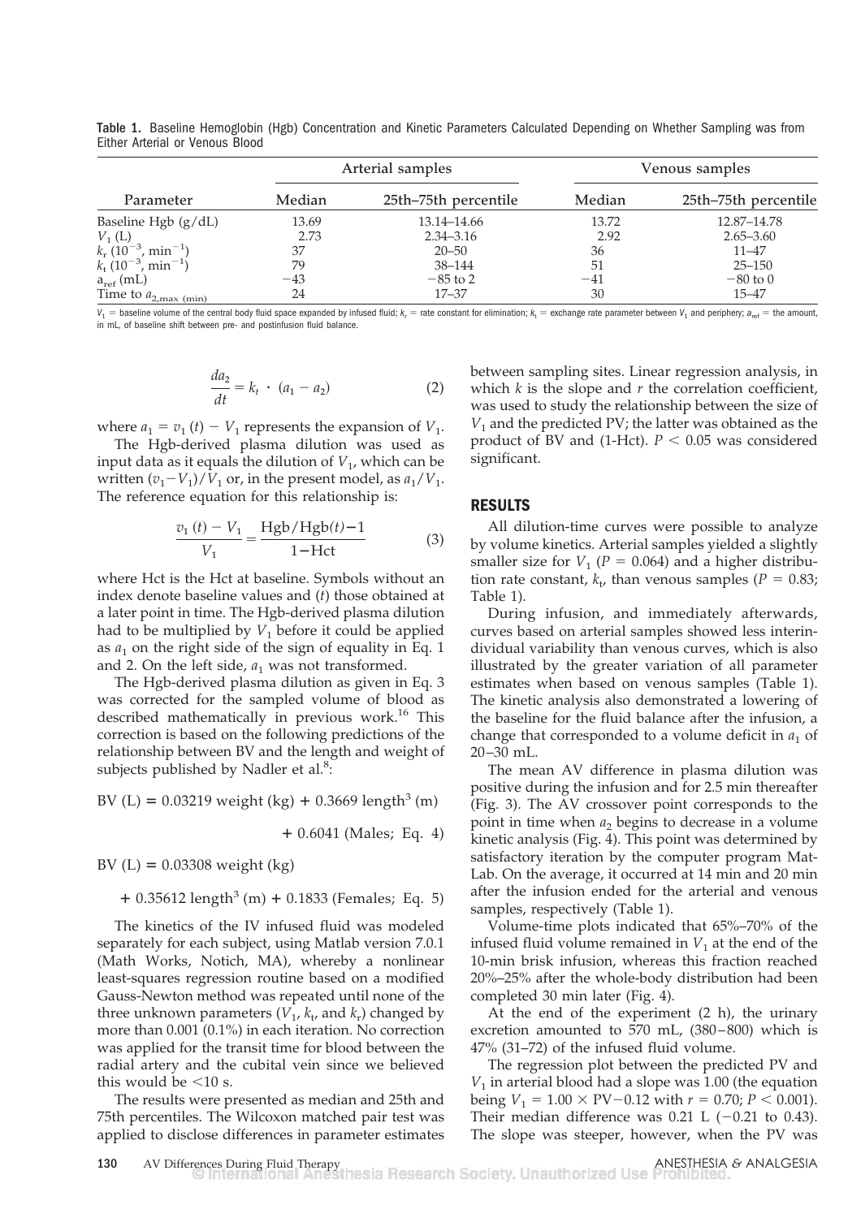**Table 1.** Baseline Hemoglobin (Hgb) Concentration and Kinetic Parameters Calculated Depending on Whether Sampling was from Either Arterial or Venous Blood

| Parameter | Arterial samples | | Venous samples | |
|---|---|---|---|---|
| | Median | 25th–75th percentile | Median | 25th–75th percentile |
| Baseline Hgb (g/dL) | 13.69 | 13.14–14.66 | 13.72 | 12.87–14.78 |
| $V_1$ (L) | 2.73 | 2.34–3.16 | 2.92 | 2.65–3.60 |
| $k_r$ ($10^{-3}$, $\text{min}^{-1}$) | 37 | 20–50 | 36 | 11–47 |
| $k_t$ ($10^{-3}$, $\text{min}^{-1}$) | 79 | 38–144 | 51 | 25–150 |
| $a_{ref}$ (mL) | −43 | −85 to 2 | −41 | −80 to 0 |
| Time to $a_{2,\text{max (min)}}$ | 24 | 17–37 | 30 | 15–47 |

$V_1$ = baseline volume of the central body fluid space expanded by infused fluid; $k_r$ = rate constant for elimination; $k_t$ = exchange rate parameter between $V_1$ and periphery; $a_{ref}$ = the amount, in mL, of baseline shift between pre- and postinfusion fluid balance.

$$\frac{da_2}{dt} = k_t \cdot (a_1 - a_2) \tag{2}$$

where $a_1 = v_1(t) - V_1$ represents the expansion of $V_1$.

The Hgb-derived plasma dilution was used as input data as it equals the dilution of $V_1$, which can be written $(v_1 - V_1)/V_1$ or, in the present model, as $a_1/V_1$. The reference equation for this relationship is:

$$\frac{v_1(t) - V_1}{V_1} = \frac{\text{Hgb}/\text{Hgb}(t) - 1}{1 - \text{Hct}} \tag{3}$$

where Hct is the Hct at baseline. Symbols without an index denote baseline values and ($t$) those obtained at a later point in time. The Hgb-derived plasma dilution had to be multiplied by $V_1$ before it could be applied as $a_1$ on the right side of the sign of equality in Eq. 1 and 2. On the left side, $a_1$ was not transformed.

The Hgb-derived plasma dilution as given in Eq. 3 was corrected for the sampled volume of blood as described mathematically in previous work.[16] This correction is based on the following predictions of the relationship between BV and the length and weight of subjects published by Nadler et al.[8]:

$$\text{BV (L)} = 0.03219 \text{ weight (kg)} + 0.3669 \text{ length}^3 \text{ (m)} + 0.6041 \text{ (Males; Eq. 4)}$$

$$\text{BV (L)} = 0.03308 \text{ weight (kg)} + 0.35612 \text{ length}^3 \text{ (m)} + 0.1833 \text{ (Females; Eq. 5)}$$

The kinetics of the IV infused fluid was modeled separately for each subject, using Matlab version 7.0.1 (Math Works, Notich, MA), whereby a nonlinear least-squares regression routine based on a modified Gauss-Newton method was repeated until none of the three unknown parameters ($V_1$, $k_t$, and $k_r$) changed by more than 0.001 (0.1%) in each iteration. No correction was applied for the transit time for blood between the radial artery and the cubital vein since we believed this would be <10 s.

The results were presented as median and 25th and 75th percentiles. The Wilcoxon matched pair test was applied to disclose differences in parameter estimates between sampling sites. Linear regression analysis, in which $k$ is the slope and $r$ the correlation coefficient, was used to study the relationship between the size of $V_1$ and the predicted PV; the latter was obtained as the product of BV and (1-Hct). $P < 0.05$ was considered significant.

## RESULTS

All dilution-time curves were possible to analyze by volume kinetics. Arterial samples yielded a slightly smaller size for $V_1$ ($P = 0.064$) and a higher distribution rate constant, $k_t$, than venous samples ($P = 0.83$; Table 1).

During infusion, and immediately afterwards, curves based on arterial samples showed less interindividual variability than venous curves, which is also illustrated by the greater variation of all parameter estimates when based on venous samples (Table 1). The kinetic analysis also demonstrated a lowering of the baseline for the fluid balance after the infusion, a change that corresponded to a volume deficit in $a_1$ of 20–30 mL.

The mean AV difference in plasma dilution was positive during the infusion and for 2.5 min thereafter (Fig. 3). The AV crossover point corresponds to the point in time when $a_2$ begins to decrease in a volume kinetic analysis (Fig. 4). This point was determined by satisfactory iteration by the computer program MatLab. On the average, it occurred at 14 min and 20 min after the infusion ended for the arterial and venous samples, respectively (Table 1).

Volume-time plots indicated that 65%–70% of the infused fluid volume remained in $V_1$ at the end of the 10-min brisk infusion, whereas this fraction reached 20%–25% after the whole-body distribution had been completed 30 min later (Fig. 4).

At the end of the experiment (2 h), the urinary excretion amounted to 570 mL, (380–800) which is 47% (31–72) of the infused fluid volume.

The regression plot between the predicted PV and $V_1$ in arterial blood had a slope was 1.00 (the equation being $V_1 = 1.00 \times \text{PV} - 0.12$ with $r = 0.70$; $P < 0.001$). Their median difference was 0.21 L (−0.21 to 0.43). The slope was steeper, however, when the PV was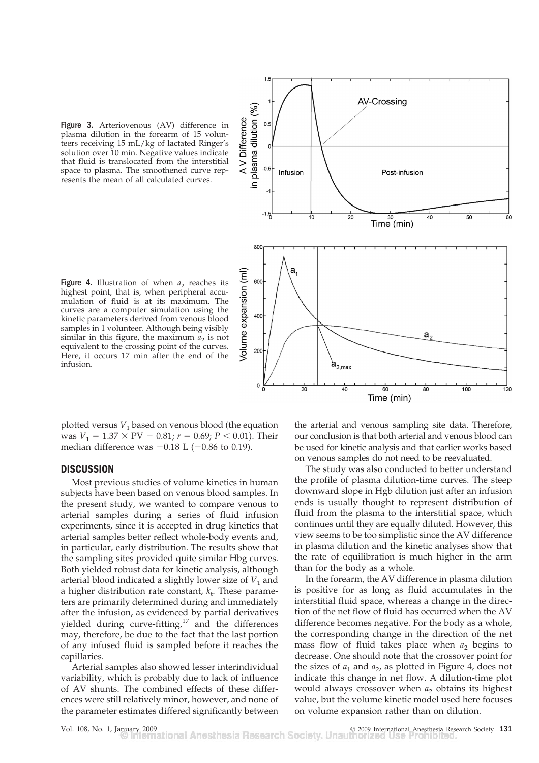Figure 3. Arteriovenous (AV) difference in plasma dilution in the forearm of 15 volunteers receiving 15 mL/kg of lactated Ringer's solution over 10 min. Negative values indicate that fluid is translocated from the interstitial space to plasma. The smoothened curve represents the mean of all calculated curves.

A V Difference in plasma dilution (%)
1.5
1
0.5
0
-0.5
-1
-1.5
0
10
20
30
40
50
60
Time (min)
AV-Crossing
Infusion
Post-infusion

Figure 4. Illustration of when $a_2$ reaches its highest point, that is, when peripheral accumulation of fluid is at its maximum. The curves are a computer simulation using the kinetic parameters derived from venous blood samples in 1 volunteer. Although being visibly similar in this figure, the maximum $a_2$ is not equivalent to the crossing point of the curves. Here, it occurs 17 min after the end of the infusion.

Volume expansion (ml)
800
600
400
200
0
0
20
40
60
80
100
120
Time (min)
$a_1$
$a_2$
$a_{2,max}$

plotted versus $V_1$ based on venous blood (the equation was $V_1 = 1.37 \times PV - 0.81$; $r = 0.69$; $P < 0.01$). Their median difference was $-0.18$ L ($-0.86$ to 0.19).

## DISCUSSION

Most previous studies of volume kinetics in human subjects have been based on venous blood samples. In the present study, we wanted to compare venous to arterial samples during a series of fluid infusion experiments, since it is accepted in drug kinetics that arterial samples better reflect whole-body events and, in particular, early distribution. The results show that the sampling sites provided quite similar Hbg curves. Both yielded robust data for kinetic analysis, although arterial blood indicated a slightly lower size of $V_1$ and a higher distribution rate constant, $k_t$. These parameters are primarily determined during and immediately after the infusion, as evidenced by partial derivatives yielded during curve-fitting,[17] and the differences may, therefore, be due to the fact that the last portion of any infused fluid is sampled before it reaches the capillaries.

Arterial samples also showed lesser interindividual variability, which is probably due to lack of influence of AV shunts. The combined effects of these differences were still relatively minor, however, and none of the parameter estimates differed significantly between the arterial and venous sampling site data. Therefore, our conclusion is that both arterial and venous blood can be used for kinetic analysis and that earlier works based on venous samples do not need to be reevaluated.

The study was also conducted to better understand the profile of plasma dilution-time curves. The steep downward slope in Hgb dilution just after an infusion ends is usually thought to represent distribution of fluid from the plasma to the interstitial space, which continues until they are equally diluted. However, this view seems to be too simplistic since the AV difference in plasma dilution and the kinetic analyses show that the rate of equilibration is much higher in the arm than for the body as a whole.

In the forearm, the AV difference in plasma dilution is positive for as long as fluid accumulates in the interstitial fluid space, whereas a change in the direction of the net flow of fluid has occurred when the AV difference becomes negative. For the body as a whole, the corresponding change in the direction of the net mass flow of fluid takes place when $a_2$ begins to decrease. One should note that the crossover point for the sizes of $a_1$ and $a_2$, as plotted in Figure 4, does not indicate this change in net flow. A dilution-time plot would always crossover when $a_2$ obtains its highest value, but the volume kinetic model used here focuses on volume expansion rather than on dilution.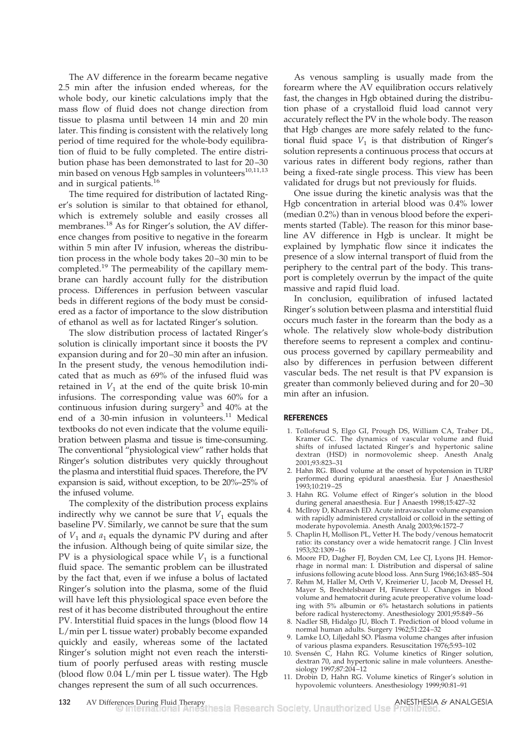The AV difference in the forearm became negative 2.5 min after the infusion ended whereas, for the whole body, our kinetic calculations imply that the mass flow of fluid does not change direction from tissue to plasma until between 14 min and 20 min later. This finding is consistent with the relatively long period of time required for the whole-body equilibration of fluid to be fully completed. The entire distribution phase has been demonstrated to last for 20–30 min based on venous Hgb samples in volunteers[10,11,13] and in surgical patients.[16]

The time required for distribution of lactated Ringer's solution is similar to that obtained for ethanol, which is extremely soluble and easily crosses all membranes.[18] As for Ringer's solution, the AV difference changes from positive to negative in the forearm within 5 min after IV infusion, whereas the distribution process in the whole body takes 20–30 min to be completed.[19] The permeability of the capillary membrane can hardly account fully for the distribution process. Differences in perfusion between vascular beds in different regions of the body must be considered as a factor of importance to the slow distribution of ethanol as well as for lactated Ringer's solution.

The slow distribution process of lactated Ringer's solution is clinically important since it boosts the PV expansion during and for 20–30 min after an infusion. In the present study, the venous hemodilution indicated that as much as 69% of the infused fluid was retained in $V_1$ at the end of the quite brisk 10-min infusions. The corresponding value was 60% for a continuous infusion during surgery[3] and 40% at the end of a 30-min infusion in volunteers.[11] Medical textbooks do not even indicate that the volume equilibration between plasma and tissue is time-consuming. The conventional "physiological view" rather holds that Ringer's solution distributes very quickly throughout the plasma and interstitial fluid spaces. Therefore, the PV expansion is said, without exception, to be 20%–25% of the infused volume.

The complexity of the distribution process explains indirectly why we cannot be sure that $V_1$ equals the baseline PV. Similarly, we cannot be sure that the sum of $V_1$ and $a_1$ equals the dynamic PV during and after the infusion. Although being of quite similar size, the PV is a physiological space while $V_1$ is a functional fluid space. The semantic problem can be illustrated by the fact that, even if we infuse a bolus of lactated Ringer's solution into the plasma, some of the fluid will have left this physiological space even before the rest of it has become distributed throughout the entire PV. Interstitial fluid spaces in the lungs (blood flow 14 L/min per L tissue water) probably become expanded quickly and easily, whereas some of the lactated Ringer's solution might not even reach the interstitium of poorly perfused areas with resting muscle (blood flow 0.04 L/min per L tissue water). The Hgb changes represent the sum of all such occurrences.

As venous sampling is usually made from the forearm where the AV equilibration occurs relatively fast, the changes in Hgb obtained during the distribution phase of a crystalloid fluid load cannot very accurately reflect the PV in the whole body. The reason that Hgb changes are more safely related to the functional fluid space $V_1$ is that distribution of Ringer's solution represents a continuous process that occurs at various rates in different body regions, rather than being a fixed-rate single process. This view has been validated for drugs but not previously for fluids.

One issue during the kinetic analysis was that the Hgb concentration in arterial blood was 0.4% lower (median 0.2%) than in venous blood before the experiments started (Table). The reason for this minor baseline AV difference in Hgb is unclear. It might be explained by lymphatic flow since it indicates the presence of a slow internal transport of fluid from the periphery to the central part of the body. This transport is completely overrun by the impact of the quite massive and rapid fluid load.

In conclusion, equilibration of infused lactated Ringer's solution between plasma and interstitial fluid occurs much faster in the forearm than the body as a whole. The relatively slow whole-body distribution therefore seems to represent a complex and continuous process governed by capillary permeability and also by differences in perfusion between different vascular beds. The net result is that PV expansion is greater than commonly believed during and for 20–30 min after an infusion.

## REFERENCES

1. Tollofsrud S, Elgo GI, Prough DS, William CA, Traber DL, Kramer GC. The dynamics of vascular volume and fluid shifts of infused lactated Ringer's and hypertonic saline dextran (HSD) in normovolemic sheep. Anesth Analg 2001;93:823–31
2. Hahn RG. Blood volume at the onset of hypotension in TURP performed during epidural anaesthesia. Eur J Anaesthesiol 1993;10:219–25
3. Hahn RG. Volume effect of Ringer's solution in the blood during general anaesthesia. Eur J Anaesth 1998;15:427–32
4. McIlroy D, Kharasch ED. Acute intravascular volume expansion with rapidly administered crystalloid or colloid in the setting of moderate hypovolemia. Anesth Analg 2003;96:1572–7
5. Chaplin H, Mollison PL, Vetter H. The body/venous hematocrit ratio: its constancy over a wide hematocrit range. J Clin Invest 1953;32:1309–16
6. Moore FD, Dagher FJ, Boyden CM, Lee CJ, Lyons JH. Hemorrhage in normal man: I. Distribution and dispersal of saline infusions following acute blood loss. Ann Surg 1966;163:485–504
7. Rehm M, Haller M, Orth V, Kreimerier U, Jacob M, Dressel H, Mayer S, Brechtelsbauer H, Finsterer U. Changes in blood volume and hematocrit during acute preoperative volume loading with 5% albumin or 6% hetastarch solutions in patients before radical hysterectomy. Anesthesiology 2001;95:849–56
8. Nadler SB, Hidalgo JU, Bloch T. Prediction of blood volume in normal human adults. Surgery 1962;51:224–32
9. Lamke LO, Liljedahl SO. Plasma volume changes after infusion of various plasma expanders. Resuscitation 1976;5:93–102
10. Svensén C, Hahn RG. Volume kinetics of Ringer solution, dextran 70, and hypertonic saline in male volunteers. Anesthesiology 1997;87:204–12
11. Drobin D, Hahn RG. Volume kinetics of Ringer's solution in hypovolemic volunteers. Anesthesiology 1999;90:81–91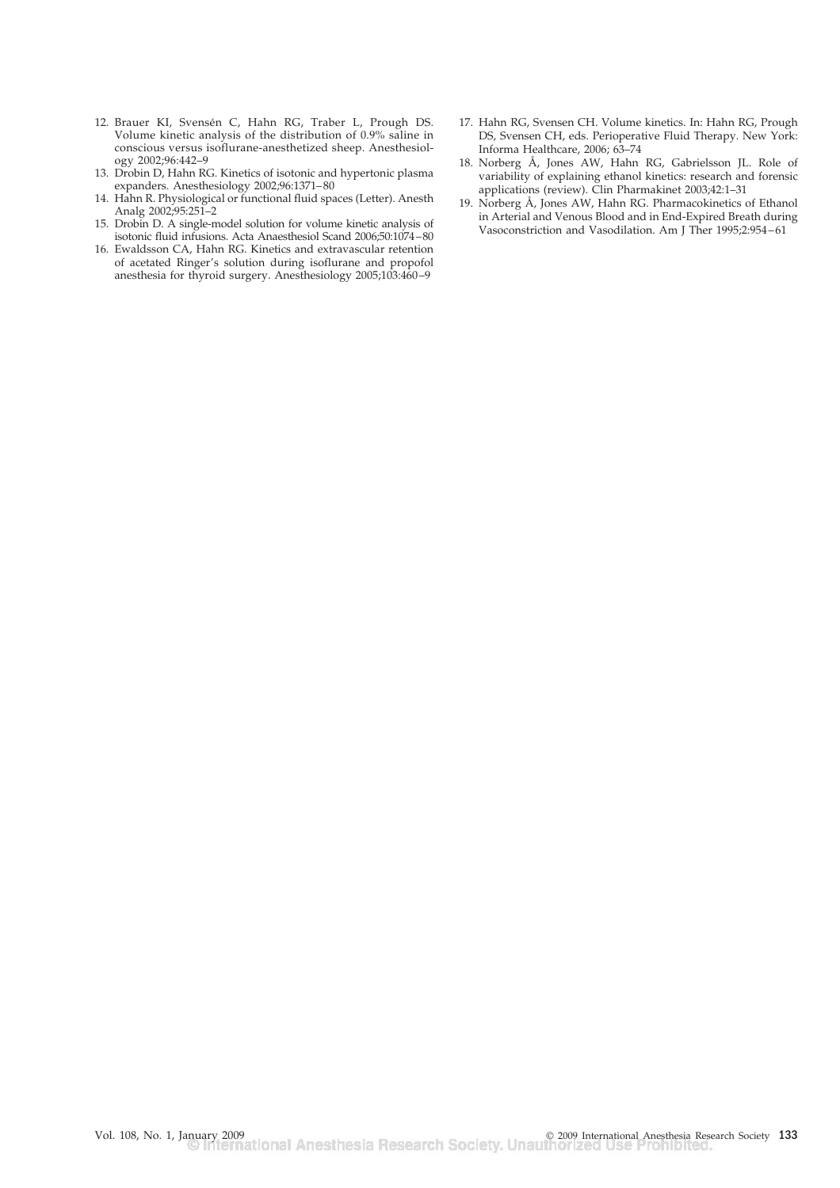12. Brauer KI, Svensén C, Hahn RG, Traber L, Prough DS. Volume kinetic analysis of the distribution of 0.9% saline in conscious versus isoflurane-anesthetized sheep. Anesthesiology 2002;96:442–9
13. Drobin D, Hahn RG. Kinetics of isotonic and hypertonic plasma expanders. Anesthesiology 2002;96:1371–80
14. Hahn R. Physiological or functional fluid spaces (Letter). Anesth Analg 2002;95:251–2
15. Drobin D. A single-model solution for volume kinetic analysis of isotonic fluid infusions. Acta Anaesthesiol Scand 2006;50:1074–80
16. Ewaldsson CA, Hahn RG. Kinetics and extravascular retention of acetated Ringer's solution during isoflurane and propofol anesthesia for thyroid surgery. Anesthesiology 2005;103:460–9
17. Hahn RG, Svensen CH. Volume kinetics. In: Hahn RG, Prough DS, Svensen CH, eds. Perioperative Fluid Therapy. New York: Informa Healthcare, 2006; 63–74
18. Norberg Å, Jones AW, Hahn RG, Gabrielsson JL. Role of variability of explaining ethanol kinetics: research and forensic applications (review). Clin Pharmakinet 2003;42:1–31
19. Norberg Å, Jones AW, Hahn RG. Pharmacokinetics of Ethanol in Arterial and Venous Blood and in End-Expired Breath during Vasoconstriction and Vasodilation. Am J Ther 1995;2:954–61